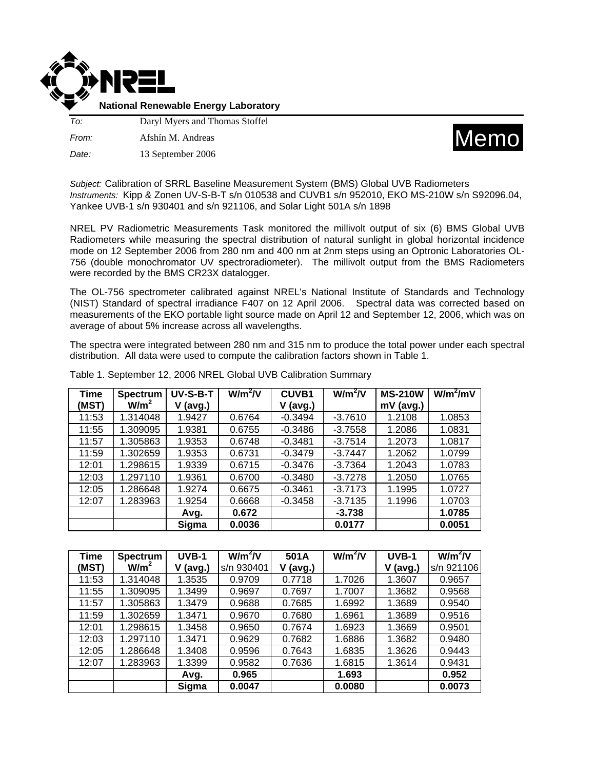**National Renewable Energy Laboratory**

*To:* Daryl Myers and Thomas Stoffel

*From:* Afshín M. Andreas

*Date:* 13 September 2006

# Memo

*Subject:* Calibration of SRRL Baseline Measurement System (BMS) Global UVB Radiometers
*Instruments:* Kipp & Zonen UV-S-B-T s/n 010538 and CUVB1 s/n 952010, EKO MS-210W s/n S92096.04, Yankee UVB-1 s/n 930401 and s/n 921106, and Solar Light 501A s/n 1898

NREL PV Radiometric Measurements Task monitored the millivolt output of six (6) BMS Global UVB Radiometers while measuring the spectral distribution of natural sunlight in global horizontal incidence mode on 12 September 2006 from 280 nm and 400 nm at 2nm steps using an Optronic Laboratories OL-756 (double monochromator UV spectroradiometer). The millivolt output from the BMS Radiometers were recorded by the BMS CR23X datalogger.

The OL-756 spectrometer calibrated against NREL's National Institute of Standards and Technology (NIST) Standard of spectral irradiance F407 on 12 April 2006. Spectral data was corrected based on measurements of the EKO portable light source made on April 12 and September 12, 2006, which was on average of about 5% increase across all wavelengths.

The spectra were integrated between 280 nm and 315 nm to produce the total power under each spectral distribution. All data were used to compute the calibration factors shown in Table 1.

Table 1. September 12, 2006 NREL Global UVB Calibration Summary

| Time (MST) | Spectrum W/m$^2$ | UV-S-B-T V (avg.) | W/m$^2$/V | CUVB1 V (avg.) | W/m$^2$/V | MS-210W mV (avg.) | W/m$^2$/mV |
|---|---|---|---|---|---|---|---|
| 11:53 | 1.314048 | 1.9427 | 0.6764 | -0.3494 | -3.7610 | 1.2108 | 1.0853 |
| 11:55 | 1.309095 | 1.9381 | 0.6755 | -0.3486 | -3.7558 | 1.2086 | 1.0831 |
| 11:57 | 1.305863 | 1.9353 | 0.6748 | -0.3481 | -3.7514 | 1.2073 | 1.0817 |
| 11:59 | 1.302659 | 1.9353 | 0.6731 | -0.3479 | -3.7447 | 1.2062 | 1.0799 |
| 12:01 | 1.298615 | 1.9339 | 0.6715 | -0.3476 | -3.7364 | 1.2043 | 1.0783 |
| 12:03 | 1.297110 | 1.9361 | 0.6700 | -0.3480 | -3.7278 | 1.2050 | 1.0765 |
| 12:05 | 1.286648 | 1.9274 | 0.6675 | -0.3461 | -3.7173 | 1.1995 | 1.0727 |
| 12:07 | 1.283963 | 1.9254 | 0.6668 | -0.3458 | -3.7135 | 1.1996 | 1.0703 |
| | | **Avg.** | **0.672** | | **-3.738** | | **1.0785** |
| | | **Sigma** | **0.0036** | | **0.0177** | | **0.0051** |

| Time (MST) | Spectrum W/m$^2$ | UVB-1 V (avg.) | W/m$^2$/V s/n 930401 | 501A V (avg.) | W/m$^2$/V | UVB-1 V (avg.) | W/m$^2$/V s/n 921106 |
|---|---|---|---|---|---|---|---|
| 11:53 | 1.314048 | 1.3535 | 0.9709 | 0.7718 | 1.7026 | 1.3607 | 0.9657 |
| 11:55 | 1.309095 | 1.3499 | 0.9697 | 0.7697 | 1.7007 | 1.3682 | 0.9568 |
| 11:57 | 1.305863 | 1.3479 | 0.9688 | 0.7685 | 1.6992 | 1.3689 | 0.9540 |
| 11:59 | 1.302659 | 1.3471 | 0.9670 | 0.7680 | 1.6961 | 1.3689 | 0.9516 |
| 12:01 | 1.298615 | 1.3458 | 0.9650 | 0.7674 | 1.6923 | 1.3669 | 0.9501 |
| 12:03 | 1.297110 | 1.3471 | 0.9629 | 0.7682 | 1.6886 | 1.3682 | 0.9480 |
| 12:05 | 1.286648 | 1.3408 | 0.9596 | 0.7643 | 1.6835 | 1.3626 | 0.9443 |
| 12:07 | 1.283963 | 1.3399 | 0.9582 | 0.7636 | 1.6815 | 1.3614 | 0.9431 |
| | | **Avg.** | **0.965** | | **1.693** | | **0.952** |
| | | **Sigma** | **0.0047** | | **0.0080** | | **0.0073** |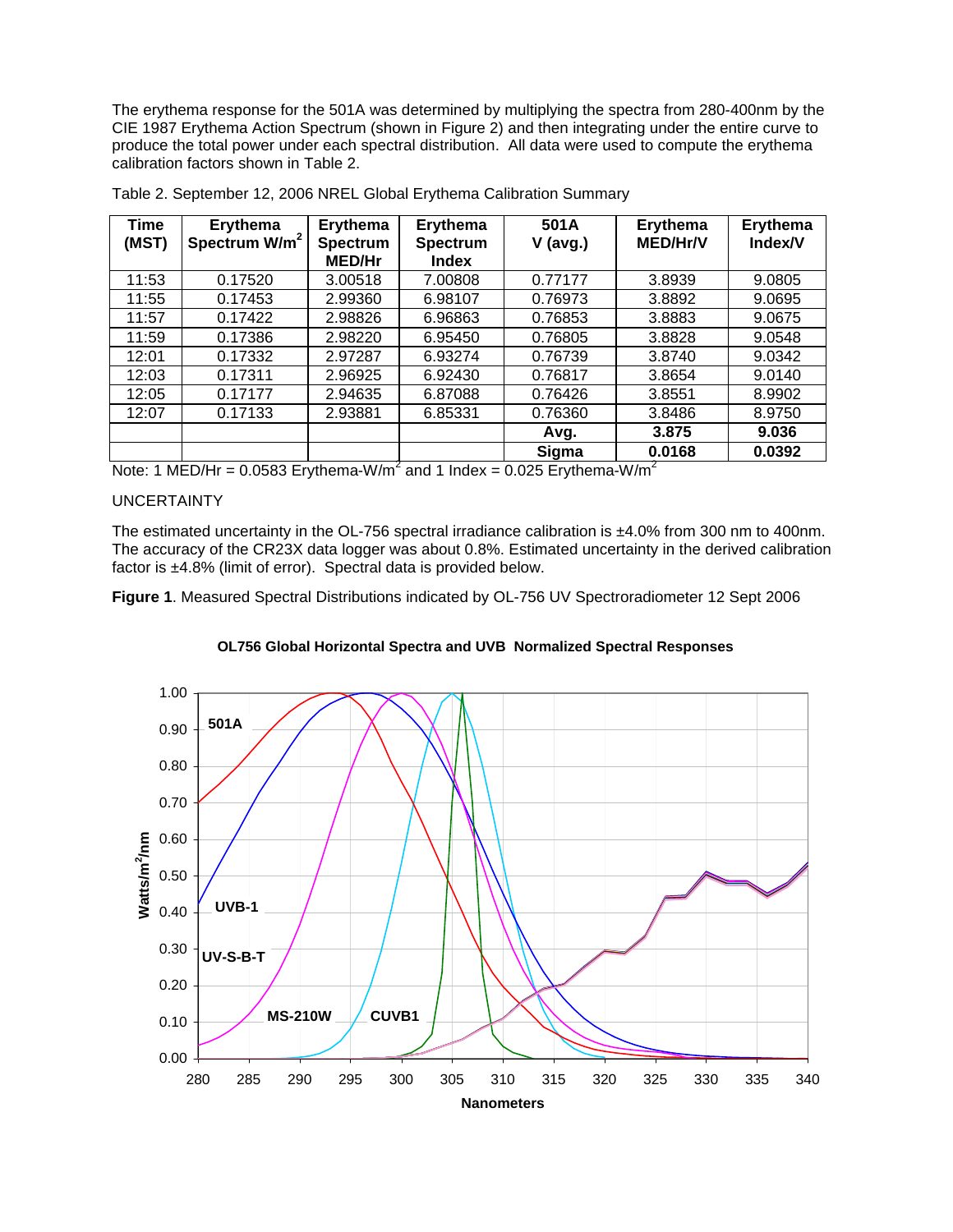The erythema response for the 501A was determined by multiplying the spectra from 280-400nm by the CIE 1987 Erythema Action Spectrum (shown in Figure 2) and then integrating under the entire curve to produce the total power under each spectral distribution. All data were used to compute the erythema calibration factors shown in Table 2.

Table 2. September 12, 2006 NREL Global Erythema Calibration Summary

| Time (MST) | Erythema Spectrum W/m$^2$ | Erythema Spectrum MED/Hr | Erythema Spectrum Index | 501A V (avg.) | Erythema MED/Hr/V | Erythema Index/V |
|---|---|---|---|---|---|---|
| 11:53 | 0.17520 | 3.00518 | 7.00808 | 0.77177 | 3.8939 | 9.0805 |
| 11:55 | 0.17453 | 2.99360 | 6.98107 | 0.76973 | 3.8892 | 9.0695 |
| 11:57 | 0.17422 | 2.98826 | 6.96863 | 0.76853 | 3.8883 | 9.0675 |
| 11:59 | 0.17386 | 2.98220 | 6.95450 | 0.76805 | 3.8828 | 9.0548 |
| 12:01 | 0.17332 | 2.97287 | 6.93274 | 0.76739 | 3.8740 | 9.0342 |
| 12:03 | 0.17311 | 2.96925 | 6.92430 | 0.76817 | 3.8654 | 9.0140 |
| 12:05 | 0.17177 | 2.94635 | 6.87088 | 0.76426 | 3.8551 | 8.9902 |
| 12:07 | 0.17133 | 2.93881 | 6.85331 | 0.76360 | 3.8486 | 8.9750 |
| | | | | **Avg.** | **3.875** | **9.036** |
| | | | | **Sigma** | **0.0168** | **0.0392** |

Note: 1 MED/Hr = 0.0583 Erythema-W/m$^2$ and 1 Index = 0.025 Erythema-W/m$^2$

UNCERTAINTY

The estimated uncertainty in the OL-756 spectral irradiance calibration is ±4.0% from 300 nm to 400nm. The accuracy of the CR23X data logger was about 0.8%. Estimated uncertainty in the derived calibration factor is ±4.8% (limit of error). Spectral data is provided below.

**Figure 1**. Measured Spectral Distributions indicated by OL-756 UV Spectroradiometer 12 Sept 2006

**OL756 Global Horizontal Spectra and UVB Normalized Spectral Responses**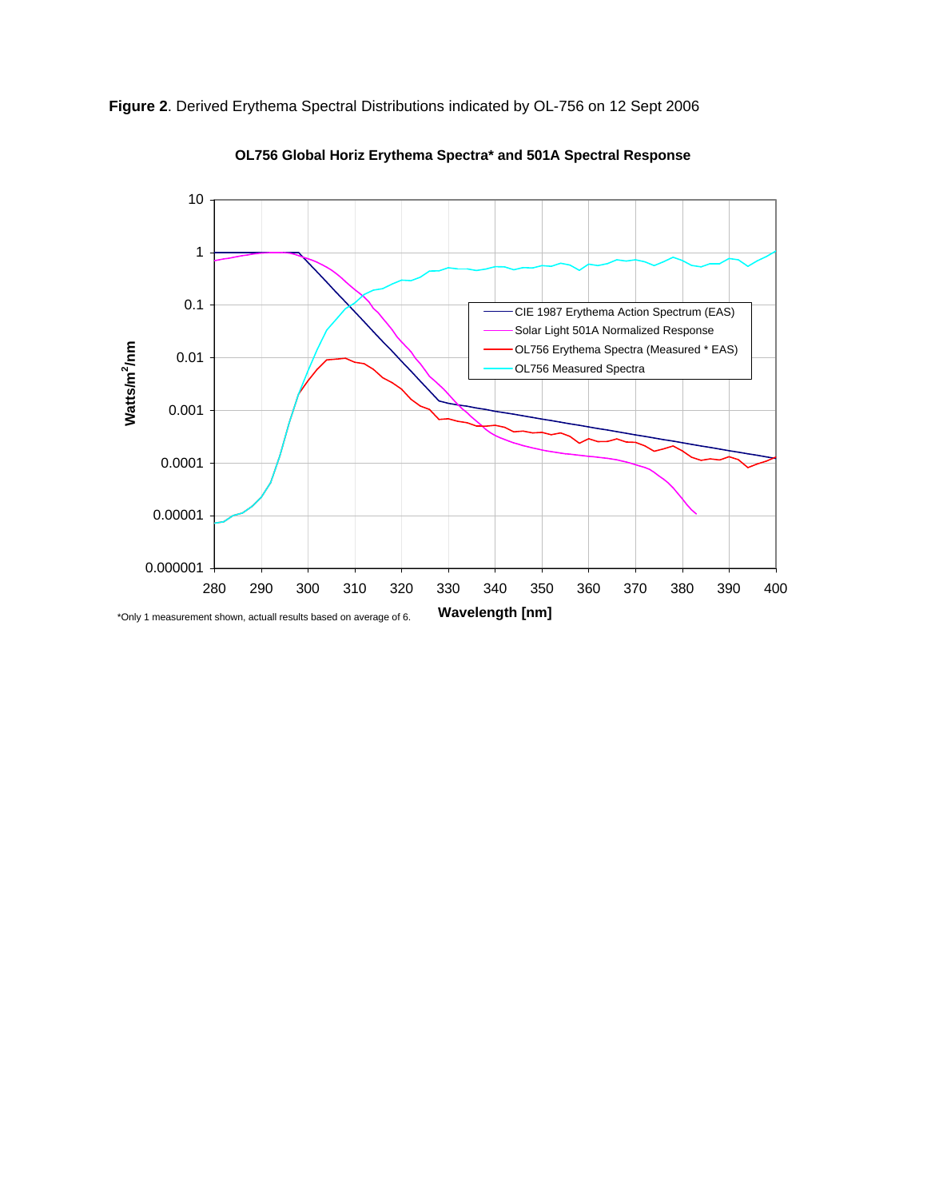**Figure 2**. Derived Erythema Spectral Distributions indicated by OL-756 on 12 Sept 2006

**OL756 Global Horiz Erythema Spectra* and 501A Spectral Response**

Watts/m$^2$/nm

10
1
0.1
0.01
0.001
0.0001
0.00001
0.000001

280 290 300 310 320 330 340 350 360 370 380 390 400

**Wavelength [nm]**

CIE 1987 Erythema Action Spectrum (EAS)
Solar Light 501A Normalized Response
OL756 Erythema Spectra (Measured * EAS)
OL756 Measured Spectra

*Only 1 measurement shown, actuall results based on average of 6.